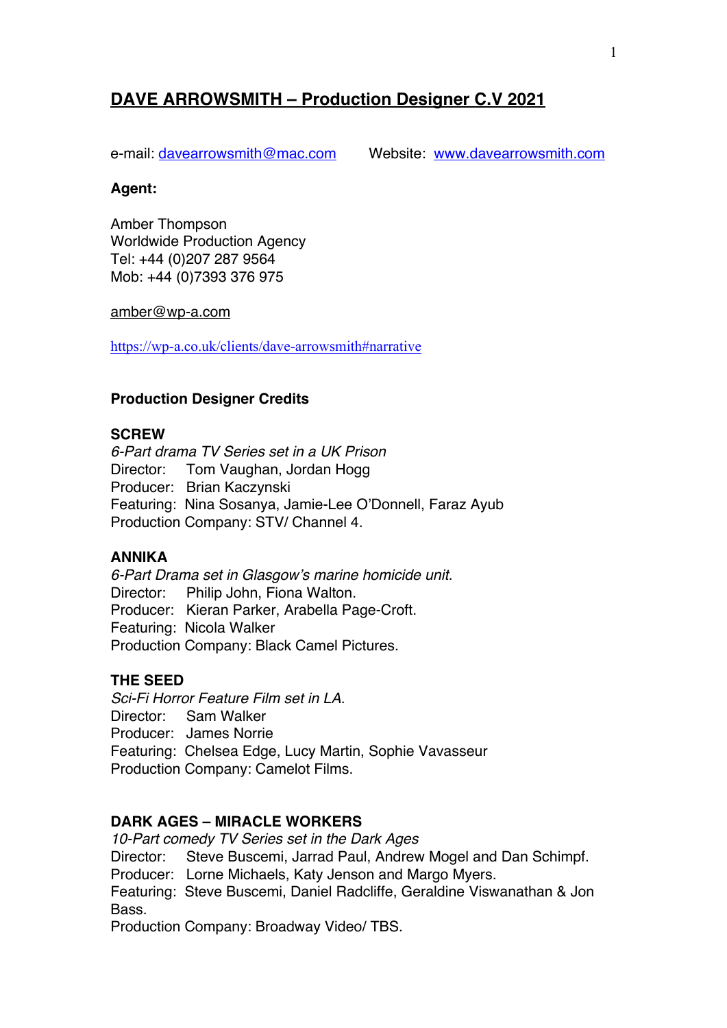# DAVE ARROWSMITH – Production Designer C.V 2021

e-mail: [davearrowsmith@mac.com](mailto:davearrowsmith@mac.com) Website: [www.davearrowsmith.com](http://www.davearrowsmith.com)

**Agent:**

Amber Thompson
Worldwide Production Agency
Tel: +44 (0)207 287 9564
Mob: +44 (0)7393 376 975

[amber@wp-a.com](mailto:amber@wp-a.com)

[https://wp-a.co.uk/clients/dave-arrowsmith#narrative](https://wp-a.co.uk/clients/dave-arrowsmith#narrative)

## Production Designer Credits

### SCREW

*6-Part drama TV Series set in a UK Prison*
Director: Tom Vaughan, Jordan Hogg
Producer: Brian Kaczynski
Featuring: Nina Sosanya, Jamie-Lee O'Donnell, Faraz Ayub
Production Company: STV/ Channel 4.

### ANNIKA

*6-Part Drama set in Glasgow's marine homicide unit.*
Director: Philip John, Fiona Walton.
Producer: Kieran Parker, Arabella Page-Croft.
Featuring: Nicola Walker
Production Company: Black Camel Pictures.

### THE SEED

*Sci-Fi Horror Feature Film set in LA.*
Director: Sam Walker
Producer: James Norrie
Featuring: Chelsea Edge, Lucy Martin, Sophie Vavasseur
Production Company: Camelot Films.

### DARK AGES – MIRACLE WORKERS

*10-Part comedy TV Series set in the Dark Ages*
Director: Steve Buscemi, Jarrad Paul, Andrew Mogel and Dan Schimpf.
Producer: Lorne Michaels, Katy Jenson and Margo Myers.
Featuring: Steve Buscemi, Daniel Radcliffe, Geraldine Viswanathan & Jon Bass.
Production Company: Broadway Video/ TBS.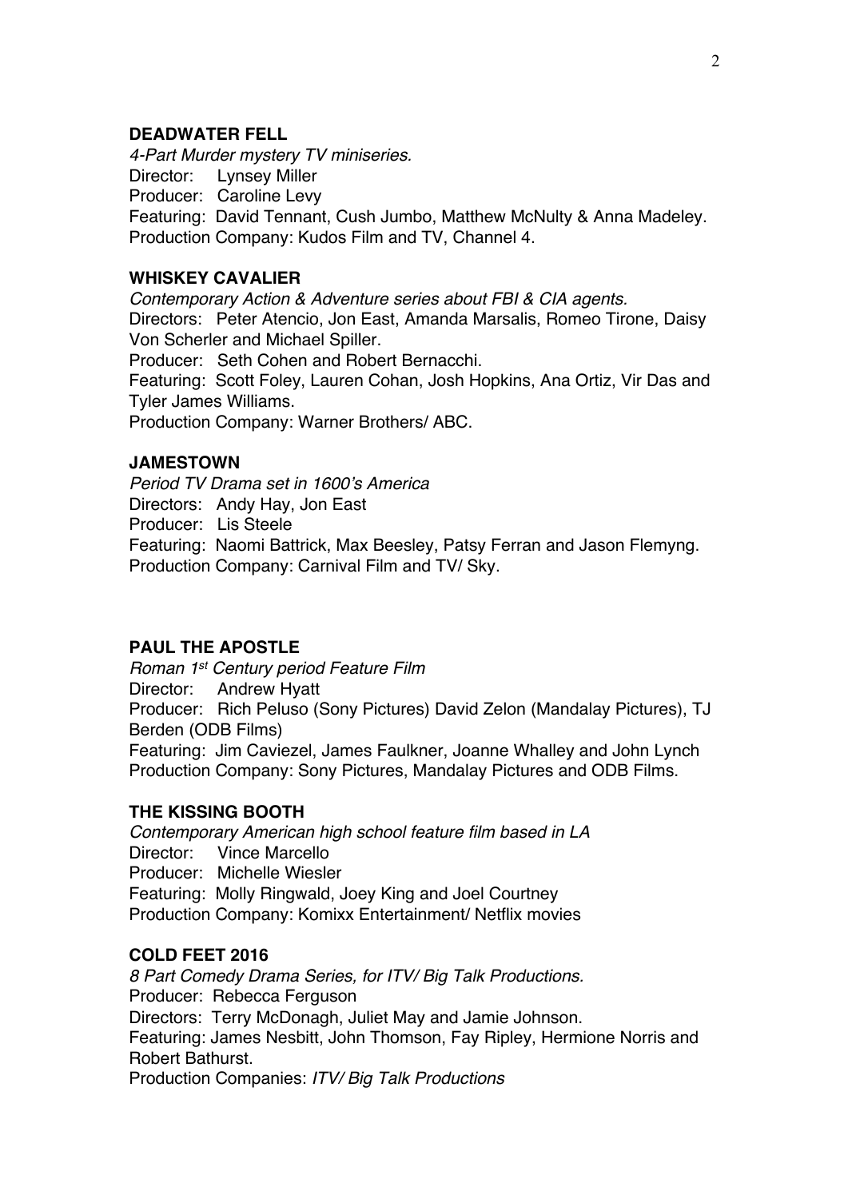### DEADWATER FELL

*4-Part Murder mystery TV miniseries.*
Director: Lynsey Miller
Producer: Caroline Levy
Featuring: David Tennant, Cush Jumbo, Matthew McNulty & Anna Madeley.
Production Company: Kudos Film and TV, Channel 4.

### WHISKEY CAVALIER

*Contemporary Action & Adventure series about FBI & CIA agents.*
Directors: Peter Atencio, Jon East, Amanda Marsalis, Romeo Tirone, Daisy Von Scherler and Michael Spiller.
Producer: Seth Cohen and Robert Bernacchi.
Featuring: Scott Foley, Lauren Cohan, Josh Hopkins, Ana Ortiz, Vir Das and Tyler James Williams.
Production Company: Warner Brothers/ ABC.

### JAMESTOWN

*Period TV Drama set in 1600's America*
Directors: Andy Hay, Jon East
Producer: Lis Steele
Featuring: Naomi Battrick, Max Beesley, Patsy Ferran and Jason Flemyng.
Production Company: Carnival Film and TV/ Sky.

### PAUL THE APOSTLE

*Roman 1st Century period Feature Film*
Director: Andrew Hyatt
Producer: Rich Peluso (Sony Pictures) David Zelon (Mandalay Pictures), TJ Berden (ODB Films)
Featuring: Jim Caviezel, James Faulkner, Joanne Whalley and John Lynch
Production Company: Sony Pictures, Mandalay Pictures and ODB Films.

### THE KISSING BOOTH

*Contemporary American high school feature film based in LA*
Director: Vince Marcello
Producer: Michelle Wiesler
Featuring: Molly Ringwald, Joey King and Joel Courtney
Production Company: Komixx Entertainment/ Netflix movies

### COLD FEET 2016

*8 Part Comedy Drama Series, for ITV/ Big Talk Productions.*
Producer: Rebecca Ferguson
Directors: Terry McDonagh, Juliet May and Jamie Johnson.
Featuring: James Nesbitt, John Thomson, Fay Ripley, Hermione Norris and Robert Bathurst.
Production Companies: *ITV/ Big Talk Productions*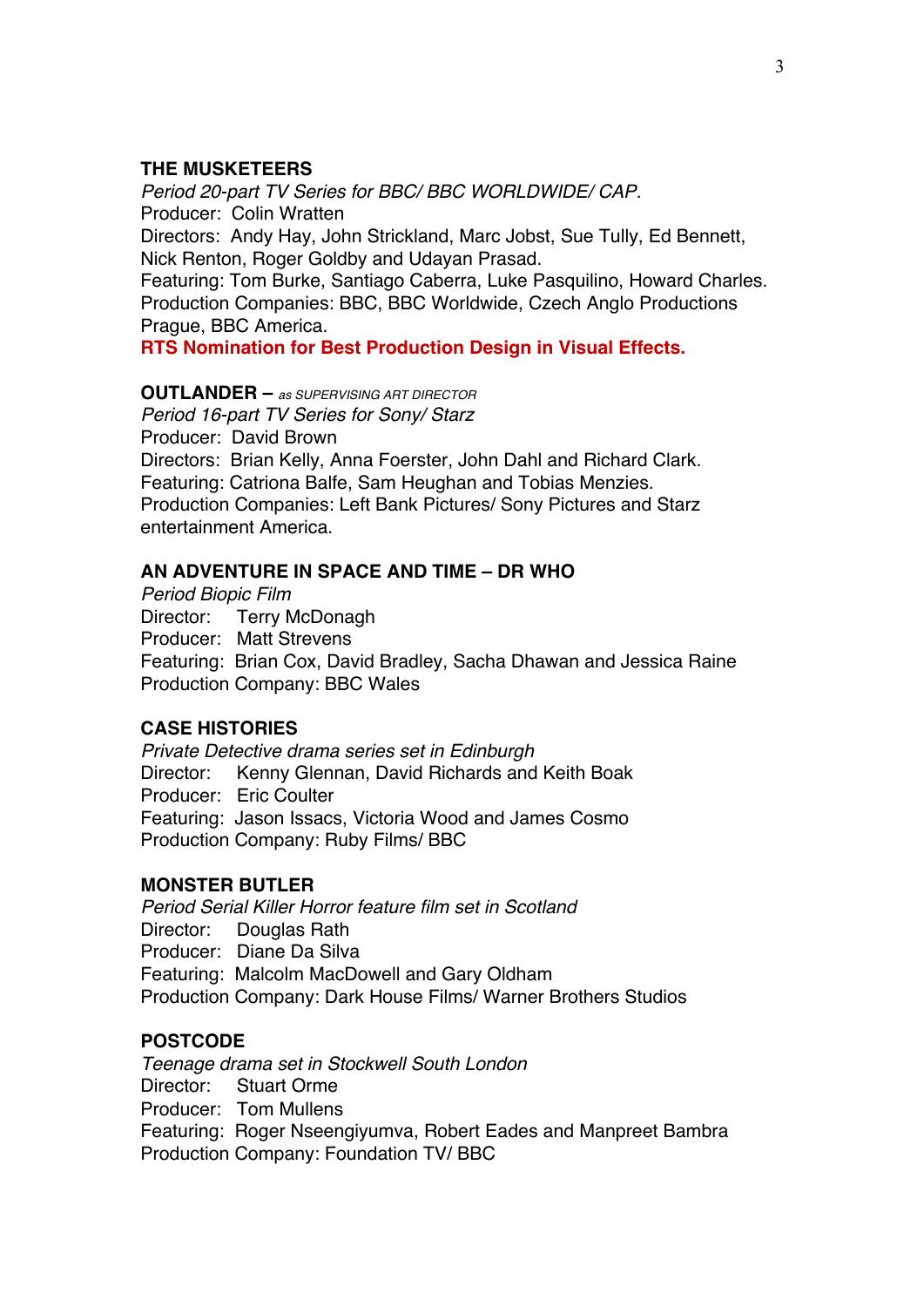**THE MUSKETEERS**
*Period 20-part TV Series for BBC/ BBC WORLDWIDE/ CAP*.
Producer: Colin Wratten
Directors: Andy Hay, John Strickland, Marc Jobst, Sue Tully, Ed Bennett, Nick Renton, Roger Goldby and Udayan Prasad.
Featuring: Tom Burke, Santiago Caberra, Luke Pasquilino, Howard Charles.
Production Companies: BBC, BBC Worldwide, Czech Anglo Productions Prague, BBC America.
**RTS Nomination for Best Production Design in Visual Effects.**

**OUTLANDER –** *as SUPERVISING ART DIRECTOR*
*Period 16-part TV Series for Sony/ Starz*
Producer: David Brown
Directors: Brian Kelly, Anna Foerster, John Dahl and Richard Clark.
Featuring: Catriona Balfe, Sam Heughan and Tobias Menzies.
Production Companies: Left Bank Pictures/ Sony Pictures and Starz entertainment America.

**AN ADVENTURE IN SPACE AND TIME – DR WHO**
*Period Biopic Film*
Director: Terry McDonagh
Producer: Matt Strevens
Featuring: Brian Cox, David Bradley, Sacha Dhawan and Jessica Raine
Production Company: BBC Wales

**CASE HISTORIES**
*Private Detective drama series set in Edinburgh*
Director: Kenny Glennan, David Richards and Keith Boak
Producer: Eric Coulter
Featuring: Jason Issacs, Victoria Wood and James Cosmo
Production Company: Ruby Films/ BBC

**MONSTER BUTLER**
*Period Serial Killer Horror feature film set in Scotland*
Director: Douglas Rath
Producer: Diane Da Silva
Featuring: Malcolm MacDowell and Gary Oldham
Production Company: Dark House Films/ Warner Brothers Studios

**POSTCODE**
*Teenage drama set in Stockwell South London*
Director: Stuart Orme
Producer: Tom Mullens
Featuring: Roger Nseengiyumva, Robert Eades and Manpreet Bambra
Production Company: Foundation TV/ BBC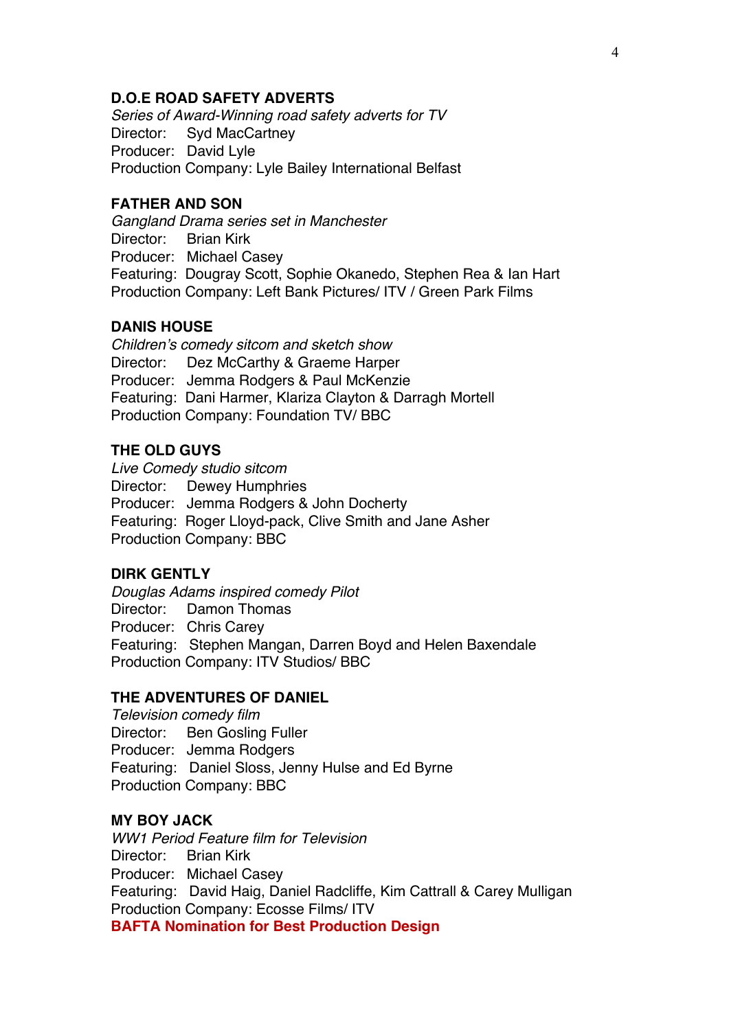**D.O.E ROAD SAFETY ADVERTS**
*Series of Award-Winning road safety adverts for TV*
Director: Syd MacCartney
Producer: David Lyle
Production Company: Lyle Bailey International Belfast

**FATHER AND SON**
*Gangland Drama series set in Manchester*
Director: Brian Kirk
Producer: Michael Casey
Featuring: Dougray Scott, Sophie Okanedo, Stephen Rea & Ian Hart
Production Company: Left Bank Pictures/ ITV / Green Park Films

**DANIS HOUSE**
*Children's comedy sitcom and sketch show*
Director: Dez McCarthy & Graeme Harper
Producer: Jemma Rodgers & Paul McKenzie
Featuring: Dani Harmer, Klariza Clayton & Darragh Mortell
Production Company: Foundation TV/ BBC

**THE OLD GUYS**
*Live Comedy studio sitcom*
Director: Dewey Humphries
Producer: Jemma Rodgers & John Docherty
Featuring: Roger Lloyd-pack, Clive Smith and Jane Asher
Production Company: BBC

**DIRK GENTLY**
*Douglas Adams inspired comedy Pilot*
Director: Damon Thomas
Producer: Chris Carey
Featuring: Stephen Mangan, Darren Boyd and Helen Baxendale
Production Company: ITV Studios/ BBC

**THE ADVENTURES OF DANIEL**
*Television comedy film*
Director: Ben Gosling Fuller
Producer: Jemma Rodgers
Featuring: Daniel Sloss, Jenny Hulse and Ed Byrne
Production Company: BBC

**MY BOY JACK**
*WW1 Period Feature film for Television*
Director: Brian Kirk
Producer: Michael Casey
Featuring: David Haig, Daniel Radcliffe, Kim Cattrall & Carey Mulligan
Production Company: Ecosse Films/ ITV
**BAFTA Nomination for Best Production Design**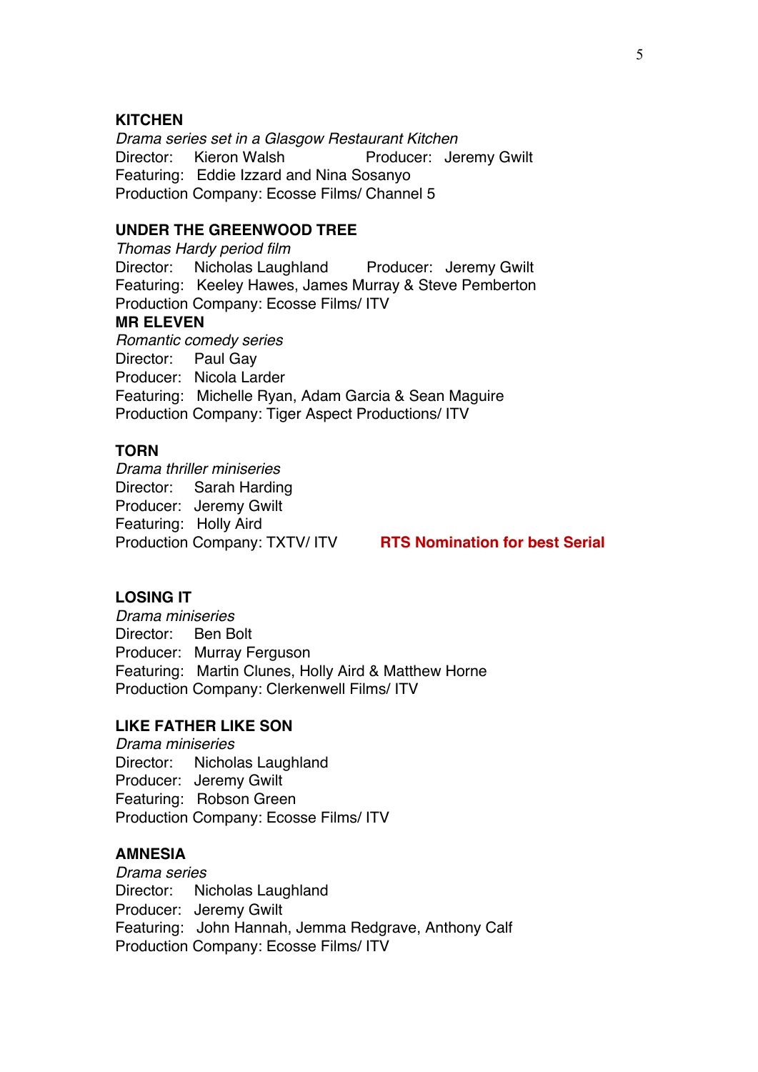**KITCHEN**

*Drama series set in a Glasgow Restaurant Kitchen*

Director: Kieron Walsh Producer: Jeremy Gwilt

Featuring: Eddie Izzard and Nina Sosanyo

Production Company: Ecosse Films/ Channel 5

**UNDER THE GREENWOOD TREE**

*Thomas Hardy period film*

Director: Nicholas Laughland Producer: Jeremy Gwilt

Featuring: Keeley Hawes, James Murray & Steve Pemberton

Production Company: Ecosse Films/ ITV

**MR ELEVEN**

*Romantic comedy series*

Director: Paul Gay

Producer: Nicola Larder

Featuring: Michelle Ryan, Adam Garcia & Sean Maguire

Production Company: Tiger Aspect Productions/ ITV

**TORN**

*Drama thriller miniseries*

Director: Sarah Harding

Producer: Jeremy Gwilt

Featuring: Holly Aird

Production Company: TXTV/ ITV **RTS Nomination for best Serial**

**LOSING IT**

*Drama miniseries*

Director: Ben Bolt

Producer: Murray Ferguson

Featuring: Martin Clunes, Holly Aird & Matthew Horne

Production Company: Clerkenwell Films/ ITV

**LIKE FATHER LIKE SON**

*Drama miniseries*

Director: Nicholas Laughland

Producer: Jeremy Gwilt

Featuring: Robson Green

Production Company: Ecosse Films/ ITV

**AMNESIA**

*Drama series*

Director: Nicholas Laughland

Producer: Jeremy Gwilt

Featuring: John Hannah, Jemma Redgrave, Anthony Calf

Production Company: Ecosse Films/ ITV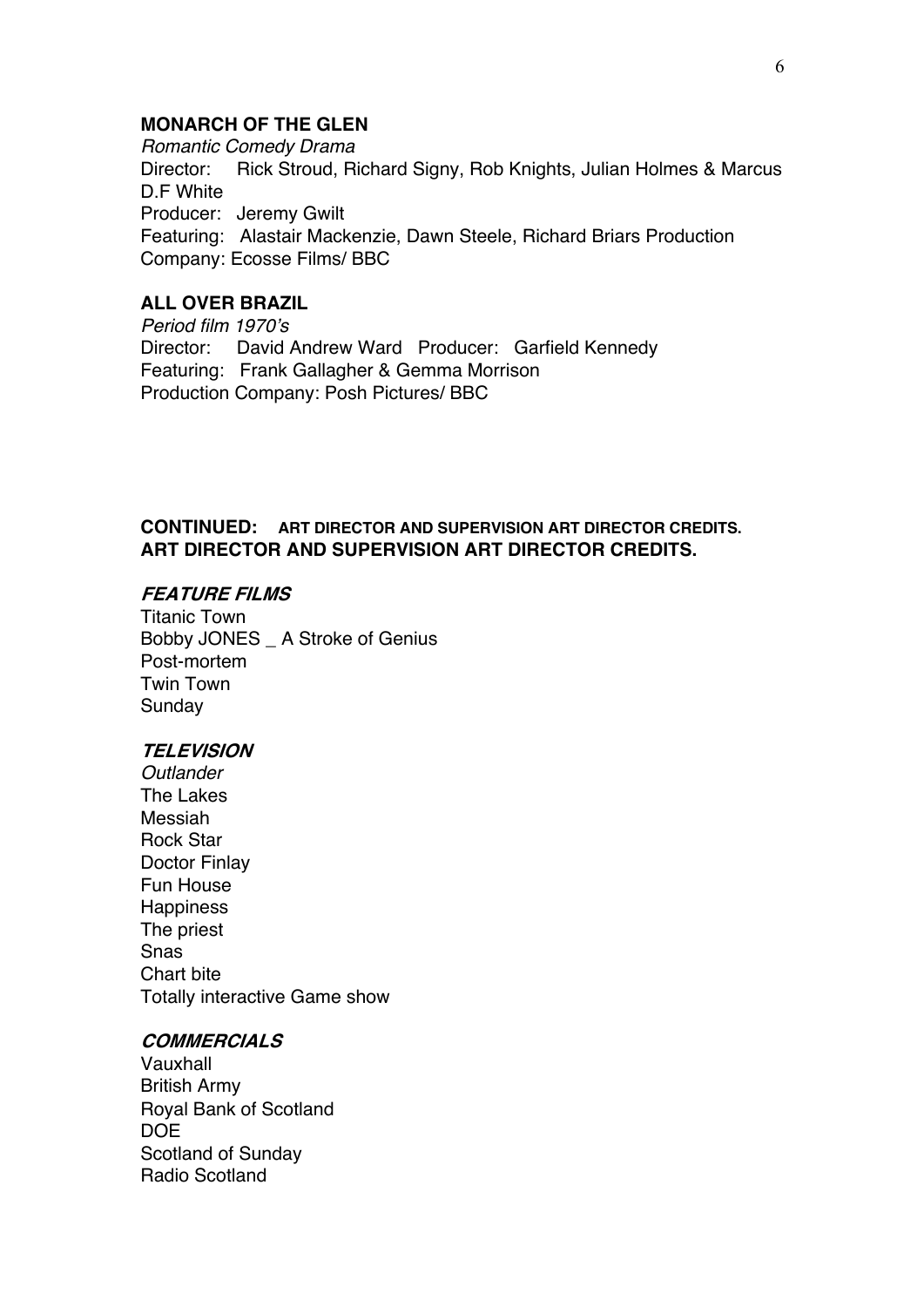### MONARCH OF THE GLEN

*Romantic Comedy Drama*
Director: Rick Stroud, Richard Signy, Rob Knights, Julian Holmes & Marcus D.F White
Producer: Jeremy Gwilt
Featuring: Alastair Mackenzie, Dawn Steele, Richard Briars Production Company: Ecosse Films/ BBC

### ALL OVER BRAZIL

*Period film 1970's*
Director: David Andrew Ward Producer: Garfield Kennedy
Featuring: Frank Gallagher & Gemma Morrison
Production Company: Posh Pictures/ BBC

**CONTINUED: ART DIRECTOR AND SUPERVISION ART DIRECTOR CREDITS.**
**ART DIRECTOR AND SUPERVISION ART DIRECTOR CREDITS.**

***FEATURE FILMS***

Titanic Town
Bobby JONES _ A Stroke of Genius
Post-mortem
Twin Town
Sunday

***TELEVISION***

*Outlander*
The Lakes
Messiah
Rock Star
Doctor Finlay
Fun House
Happiness
The priest
Snas
Chart bite
Totally interactive Game show

***COMMERCIALS***

Vauxhall
British Army
Royal Bank of Scotland
DOE
Scotland of Sunday
Radio Scotland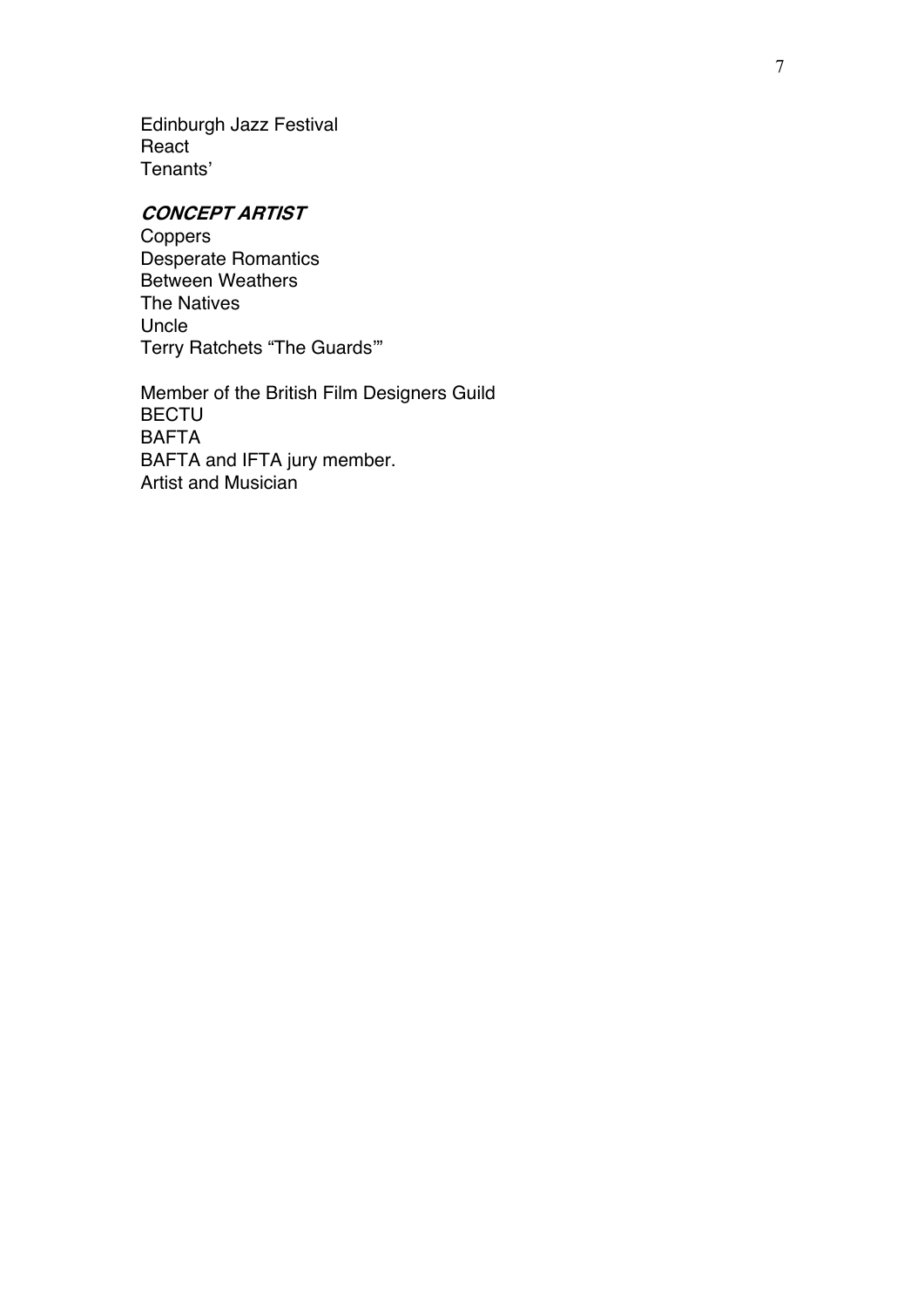Edinburgh Jazz Festival
React
Tenants'

***CONCEPT ARTIST***

Coppers
Desperate Romantics
Between Weathers
The Natives
Uncle
Terry Ratchets "The Guards'"

Member of the British Film Designers Guild
BECTU
BAFTA
BAFTA and IFTA jury member.
Artist and Musician